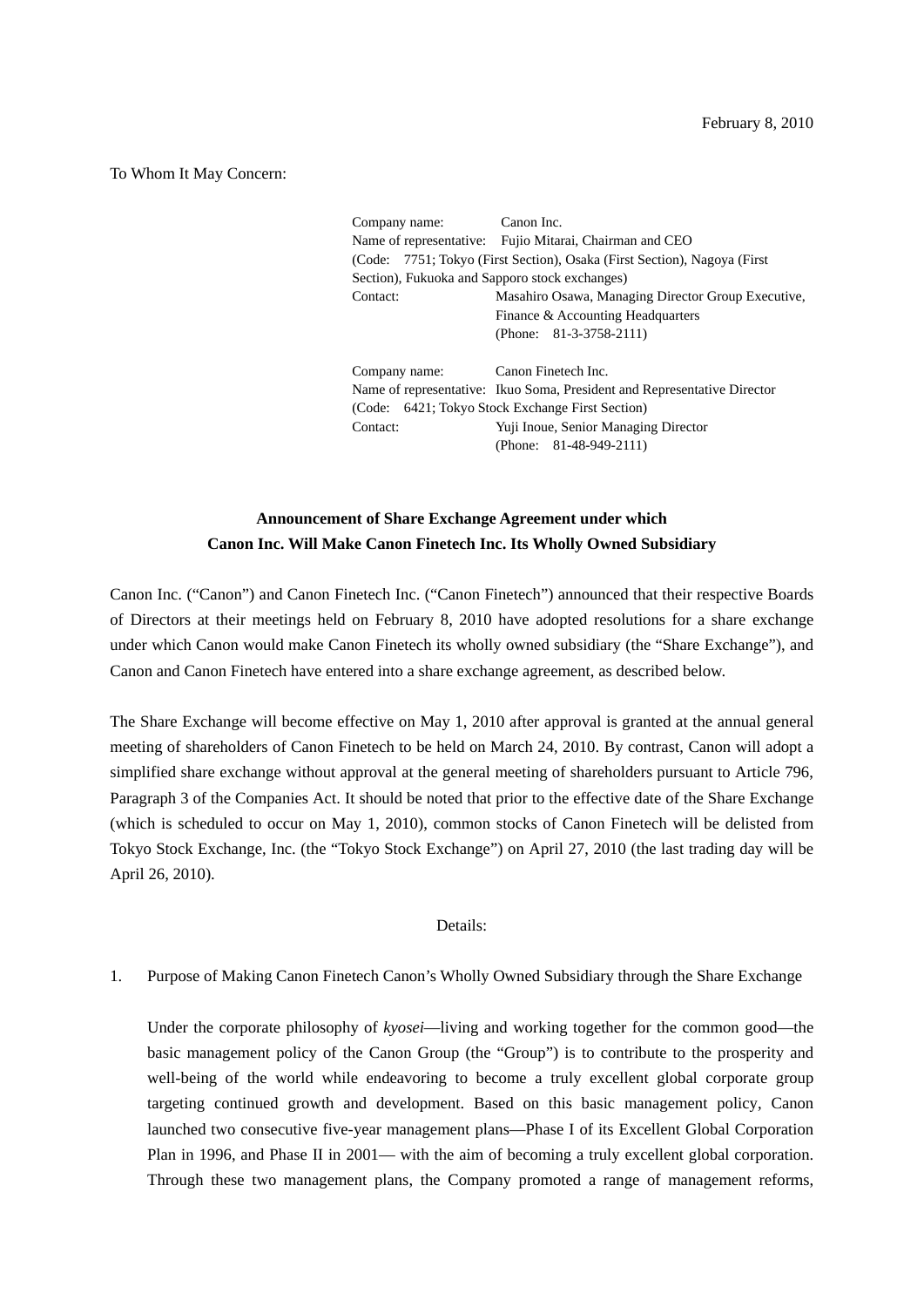February 8, 2010

To Whom It May Concern:

Company name: Canon Inc.
Name of representative: Fujio Mitarai, Chairman and CEO
(Code: 7751; Tokyo (First Section), Osaka (First Section), Nagoya (First Section), Fukuoka and Sapporo stock exchanges)
Contact: Masahiro Osawa, Managing Director Group Executive, Finance & Accounting Headquarters
(Phone: 81-3-3758-2111)

Company name: Canon Finetech Inc.
Name of representative: Ikuo Soma, President and Representative Director
(Code: 6421; Tokyo Stock Exchange First Section)
Contact: Yuji Inoue, Senior Managing Director
(Phone: 81-48-949-2111)

**Announcement of Share Exchange Agreement under which Canon Inc. Will Make Canon Finetech Inc. Its Wholly Owned Subsidiary**

Canon Inc. ("Canon") and Canon Finetech Inc. ("Canon Finetech") announced that their respective Boards of Directors at their meetings held on February 8, 2010 have adopted resolutions for a share exchange under which Canon would make Canon Finetech its wholly owned subsidiary (the "Share Exchange"), and Canon and Canon Finetech have entered into a share exchange agreement, as described below.

The Share Exchange will become effective on May 1, 2010 after approval is granted at the annual general meeting of shareholders of Canon Finetech to be held on March 24, 2010. By contrast, Canon will adopt a simplified share exchange without approval at the general meeting of shareholders pursuant to Article 796, Paragraph 3 of the Companies Act. It should be noted that prior to the effective date of the Share Exchange (which is scheduled to occur on May 1, 2010), common stocks of Canon Finetech will be delisted from Tokyo Stock Exchange, Inc. (the "Tokyo Stock Exchange") on April 27, 2010 (the last trading day will be April 26, 2010).

Details:

1. Purpose of Making Canon Finetech Canon's Wholly Owned Subsidiary through the Share Exchange

   Under the corporate philosophy of *kyosei*—living and working together for the common good—the basic management policy of the Canon Group (the "Group") is to contribute to the prosperity and well-being of the world while endeavoring to become a truly excellent global corporate group targeting continued growth and development. Based on this basic management policy, Canon launched two consecutive five-year management plans—Phase I of its Excellent Global Corporation Plan in 1996, and Phase II in 2001— with the aim of becoming a truly excellent global corporation. Through these two management plans, the Company promoted a range of management reforms,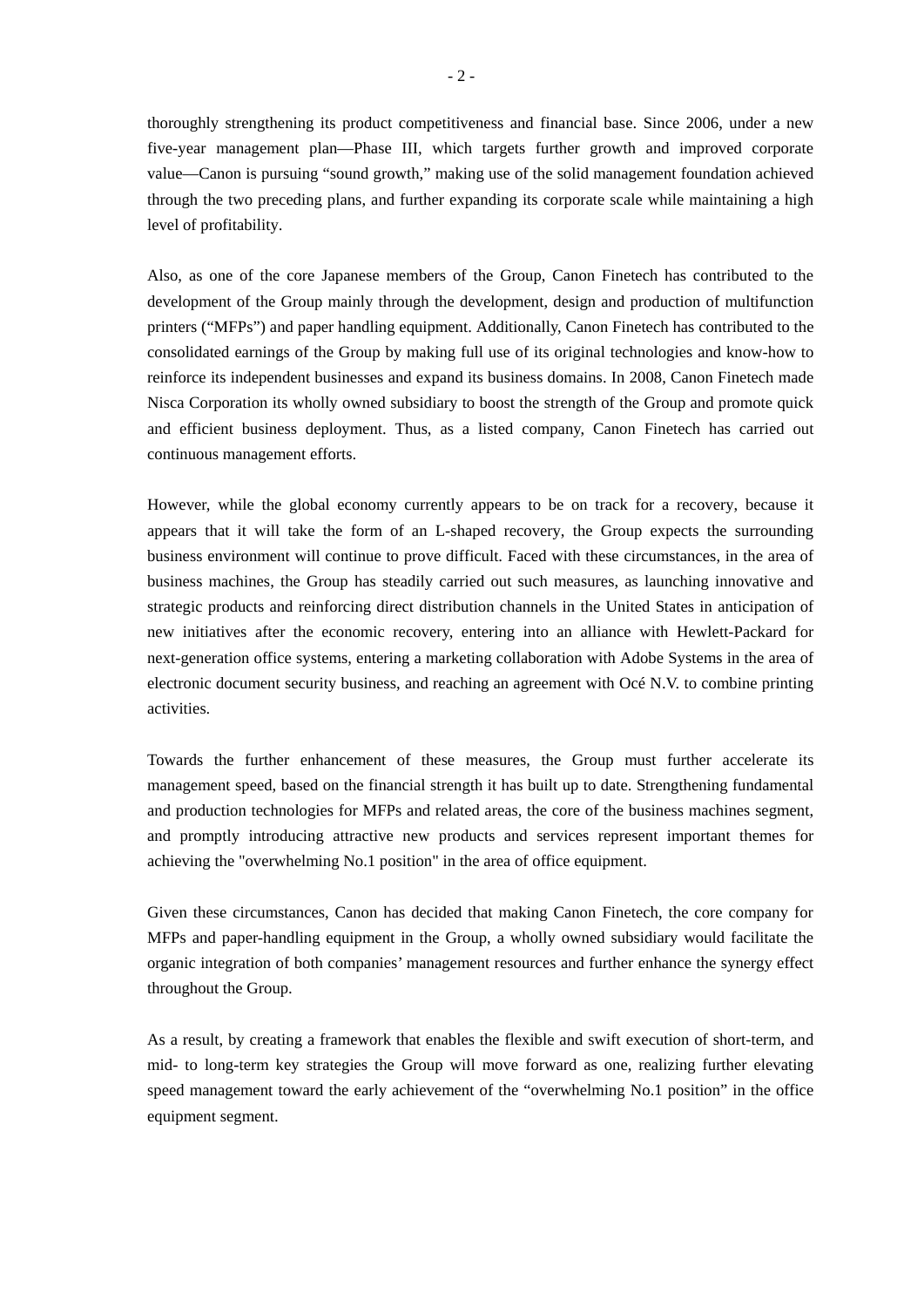thoroughly strengthening its product competitiveness and financial base. Since 2006, under a new five-year management plan—Phase III, which targets further growth and improved corporate value—Canon is pursuing “sound growth,” making use of the solid management foundation achieved through the two preceding plans, and further expanding its corporate scale while maintaining a high level of profitability.

Also, as one of the core Japanese members of the Group, Canon Finetech has contributed to the development of the Group mainly through the development, design and production of multifunction printers (“MFPs”) and paper handling equipment. Additionally, Canon Finetech has contributed to the consolidated earnings of the Group by making full use of its original technologies and know-how to reinforce its independent businesses and expand its business domains. In 2008, Canon Finetech made Nisca Corporation its wholly owned subsidiary to boost the strength of the Group and promote quick and efficient business deployment. Thus, as a listed company, Canon Finetech has carried out continuous management efforts.

However, while the global economy currently appears to be on track for a recovery, because it appears that it will take the form of an L-shaped recovery, the Group expects the surrounding business environment will continue to prove difficult. Faced with these circumstances, in the area of business machines, the Group has steadily carried out such measures, as launching innovative and strategic products and reinforcing direct distribution channels in the United States in anticipation of new initiatives after the economic recovery, entering into an alliance with Hewlett-Packard for next-generation office systems, entering a marketing collaboration with Adobe Systems in the area of electronic document security business, and reaching an agreement with Océ N.V. to combine printing activities.

Towards the further enhancement of these measures, the Group must further accelerate its management speed, based on the financial strength it has built up to date. Strengthening fundamental and production technologies for MFPs and related areas, the core of the business machines segment, and promptly introducing attractive new products and services represent important themes for achieving the "overwhelming No.1 position" in the area of office equipment.

Given these circumstances, Canon has decided that making Canon Finetech, the core company for MFPs and paper-handling equipment in the Group, a wholly owned subsidiary would facilitate the organic integration of both companies’ management resources and further enhance the synergy effect throughout the Group.

As a result, by creating a framework that enables the flexible and swift execution of short-term, and mid- to long-term key strategies the Group will move forward as one, realizing further elevating speed management toward the early achievement of the “overwhelming No.1 position” in the office equipment segment.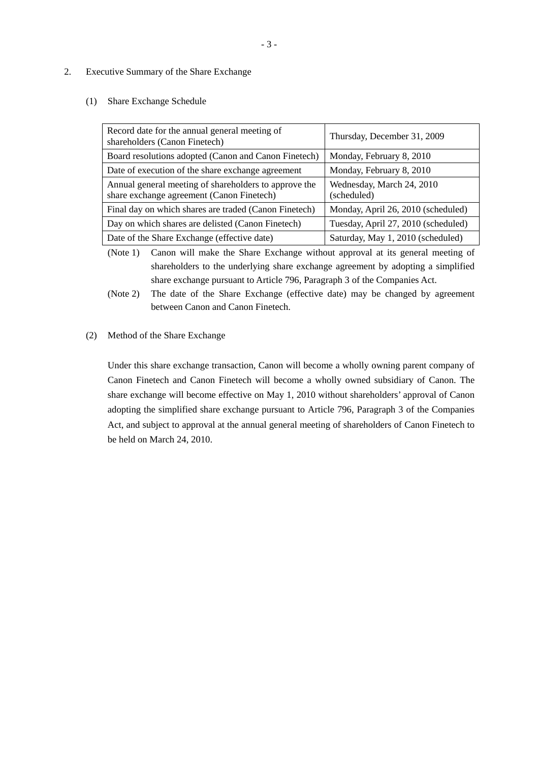## 2. Executive Summary of the Share Exchange

### (1) Share Exchange Schedule

| | |
|---|---|
| Record date for the annual general meeting of shareholders (Canon Finetech) | Thursday, December 31, 2009 |
| Board resolutions adopted (Canon and Canon Finetech) | Monday, February 8, 2010 |
| Date of execution of the share exchange agreement | Monday, February 8, 2010 |
| Annual general meeting of shareholders to approve the share exchange agreement (Canon Finetech) | Wednesday, March 24, 2010 (scheduled) |
| Final day on which shares are traded (Canon Finetech) | Monday, April 26, 2010 (scheduled) |
| Day on which shares are delisted (Canon Finetech) | Tuesday, April 27, 2010 (scheduled) |
| Date of the Share Exchange (effective date) | Saturday, May 1, 2010 (scheduled) |

(Note 1) Canon will make the Share Exchange without approval at its general meeting of shareholders to the underlying share exchange agreement by adopting a simplified share exchange pursuant to Article 796, Paragraph 3 of the Companies Act.

(Note 2) The date of the Share Exchange (effective date) may be changed by agreement between Canon and Canon Finetech.

### (2) Method of the Share Exchange

Under this share exchange transaction, Canon will become a wholly owning parent company of Canon Finetech and Canon Finetech will become a wholly owned subsidiary of Canon. The share exchange will become effective on May 1, 2010 without shareholders' approval of Canon adopting the simplified share exchange pursuant to Article 796, Paragraph 3 of the Companies Act, and subject to approval at the annual general meeting of shareholders of Canon Finetech to be held on March 24, 2010.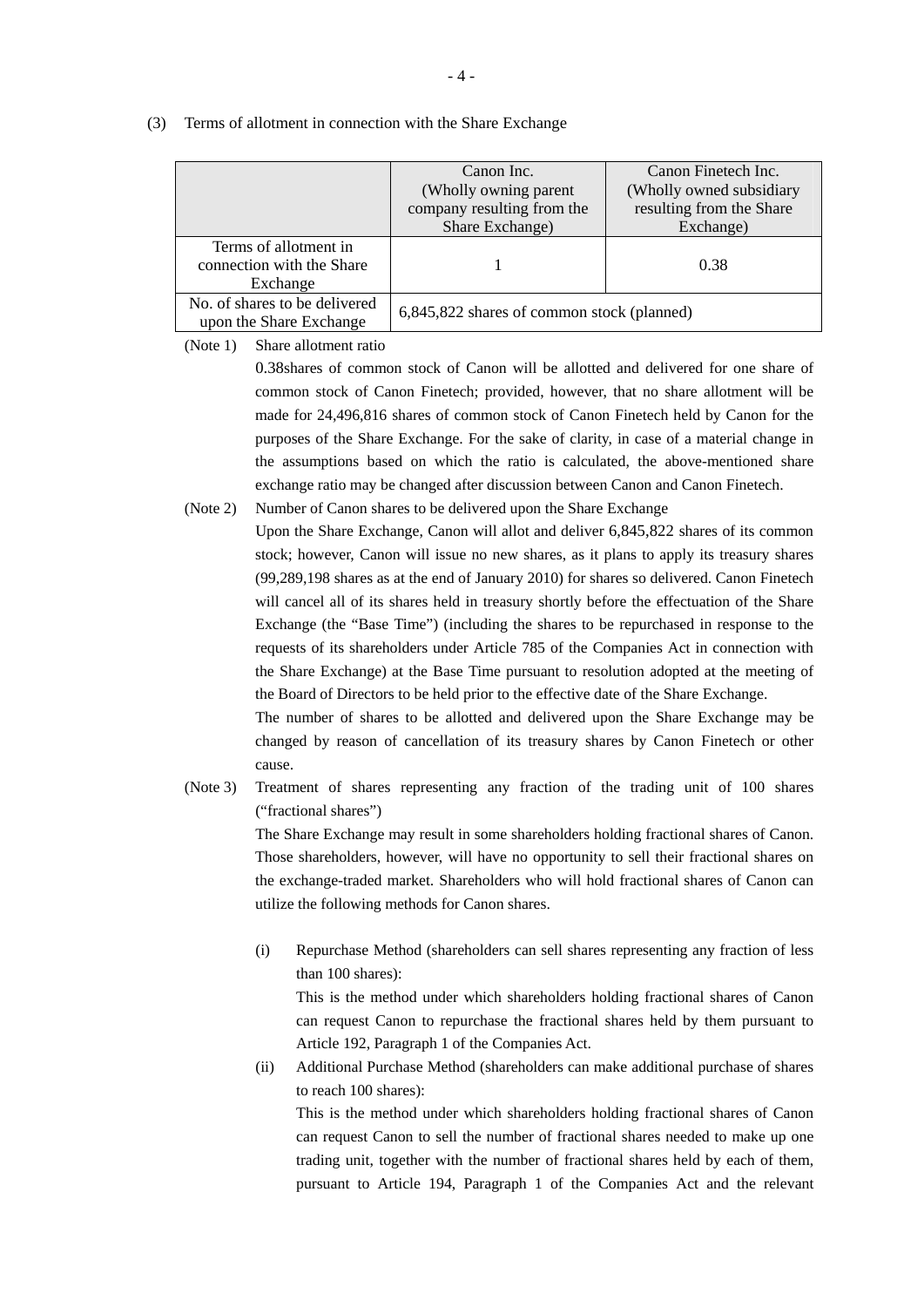(3) Terms of allotment in connection with the Share Exchange

| | Canon Inc. (Wholly owning parent company resulting from the Share Exchange) | Canon Finetech Inc. (Wholly owned subsidiary resulting from the Share Exchange) |
|---|---|---|
| Terms of allotment in connection with the Share Exchange | 1 | 0.38 |
| No. of shares to be delivered upon the Share Exchange | 6,845,822 shares of common stock (planned) | |

(Note 1) Share allotment ratio

0.38shares of common stock of Canon will be allotted and delivered for one share of common stock of Canon Finetech; provided, however, that no share allotment will be made for 24,496,816 shares of common stock of Canon Finetech held by Canon for the purposes of the Share Exchange. For the sake of clarity, in case of a material change in the assumptions based on which the ratio is calculated, the above-mentioned share exchange ratio may be changed after discussion between Canon and Canon Finetech.

(Note 2) Number of Canon shares to be delivered upon the Share Exchange

Upon the Share Exchange, Canon will allot and deliver 6,845,822 shares of its common stock; however, Canon will issue no new shares, as it plans to apply its treasury shares (99,289,198 shares as at the end of January 2010) for shares so delivered. Canon Finetech will cancel all of its shares held in treasury shortly before the effectuation of the Share Exchange (the "Base Time") (including the shares to be repurchased in response to the requests of its shareholders under Article 785 of the Companies Act in connection with the Share Exchange) at the Base Time pursuant to resolution adopted at the meeting of the Board of Directors to be held prior to the effective date of the Share Exchange.

The number of shares to be allotted and delivered upon the Share Exchange may be changed by reason of cancellation of its treasury shares by Canon Finetech or other cause.

(Note 3) Treatment of shares representing any fraction of the trading unit of 100 shares ("fractional shares")

The Share Exchange may result in some shareholders holding fractional shares of Canon. Those shareholders, however, will have no opportunity to sell their fractional shares on the exchange-traded market. Shareholders who will hold fractional shares of Canon can utilize the following methods for Canon shares.

(i) Repurchase Method (shareholders can sell shares representing any fraction of less than 100 shares):

This is the method under which shareholders holding fractional shares of Canon can request Canon to repurchase the fractional shares held by them pursuant to Article 192, Paragraph 1 of the Companies Act.

(ii) Additional Purchase Method (shareholders can make additional purchase of shares to reach 100 shares):

This is the method under which shareholders holding fractional shares of Canon can request Canon to sell the number of fractional shares needed to make up one trading unit, together with the number of fractional shares held by each of them, pursuant to Article 194, Paragraph 1 of the Companies Act and the relevant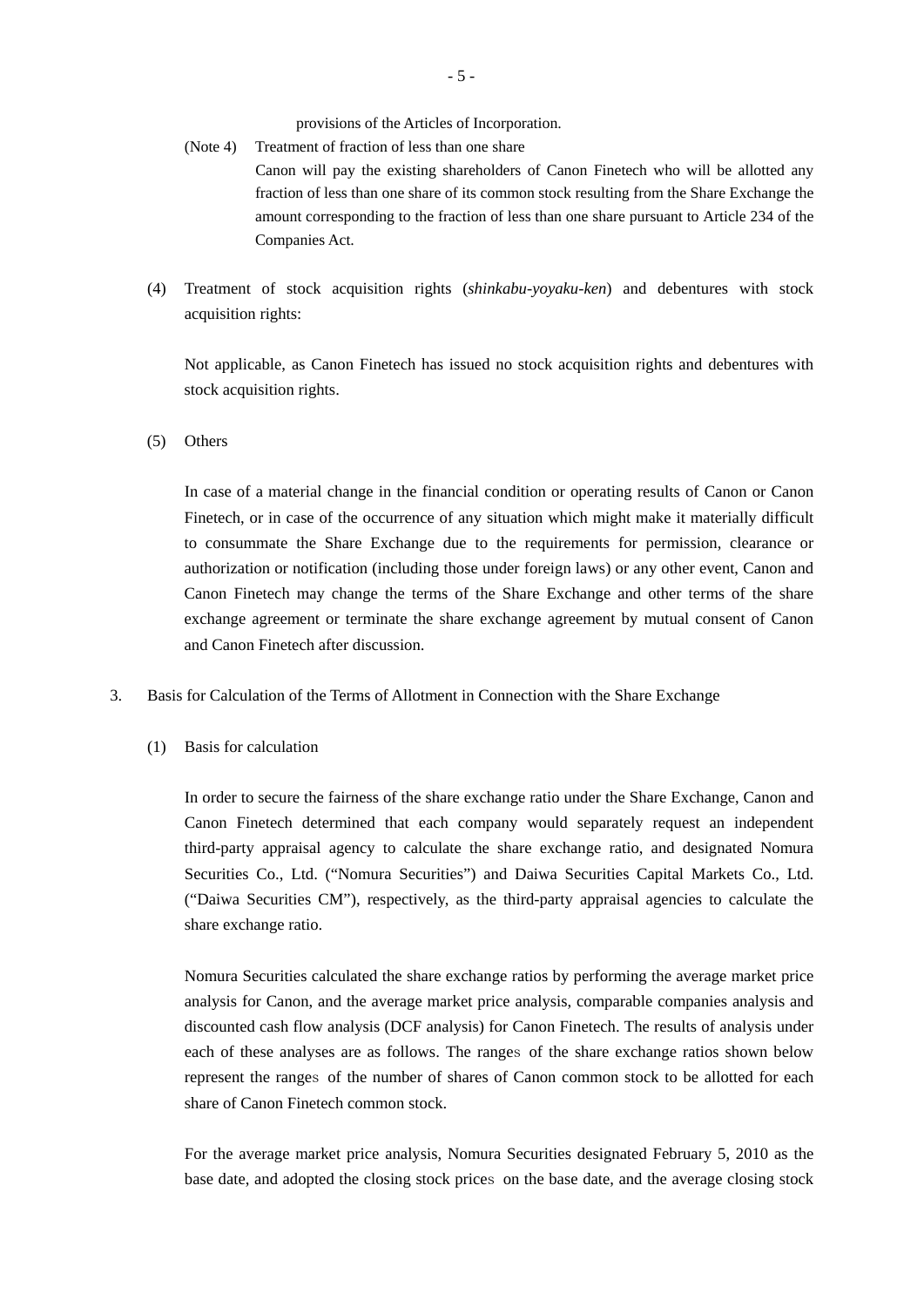provisions of the Articles of Incorporation.

(Note 4) Treatment of fraction of less than one share

Canon will pay the existing shareholders of Canon Finetech who will be allotted any fraction of less than one share of its common stock resulting from the Share Exchange the amount corresponding to the fraction of less than one share pursuant to Article 234 of the Companies Act.

(4) Treatment of stock acquisition rights (*shinkabu-yoyaku-ken*) and debentures with stock acquisition rights:

Not applicable, as Canon Finetech has issued no stock acquisition rights and debentures with stock acquisition rights.

(5) Others

In case of a material change in the financial condition or operating results of Canon or Canon Finetech, or in case of the occurrence of any situation which might make it materially difficult to consummate the Share Exchange due to the requirements for permission, clearance or authorization or notification (including those under foreign laws) or any other event, Canon and Canon Finetech may change the terms of the Share Exchange and other terms of the share exchange agreement or terminate the share exchange agreement by mutual consent of Canon and Canon Finetech after discussion.

3. Basis for Calculation of the Terms of Allotment in Connection with the Share Exchange

(1) Basis for calculation

In order to secure the fairness of the share exchange ratio under the Share Exchange, Canon and Canon Finetech determined that each company would separately request an independent third-party appraisal agency to calculate the share exchange ratio, and designated Nomura Securities Co., Ltd. ("Nomura Securities") and Daiwa Securities Capital Markets Co., Ltd. ("Daiwa Securities CM"), respectively, as the third-party appraisal agencies to calculate the share exchange ratio.

Nomura Securities calculated the share exchange ratios by performing the average market price analysis for Canon, and the average market price analysis, comparable companies analysis and discounted cash flow analysis (DCF analysis) for Canon Finetech. The results of analysis under each of these analyses are as follows. The ranges of the share exchange ratios shown below represent the ranges of the number of shares of Canon common stock to be allotted for each share of Canon Finetech common stock.

For the average market price analysis, Nomura Securities designated February 5, 2010 as the base date, and adopted the closing stock prices on the base date, and the average closing stock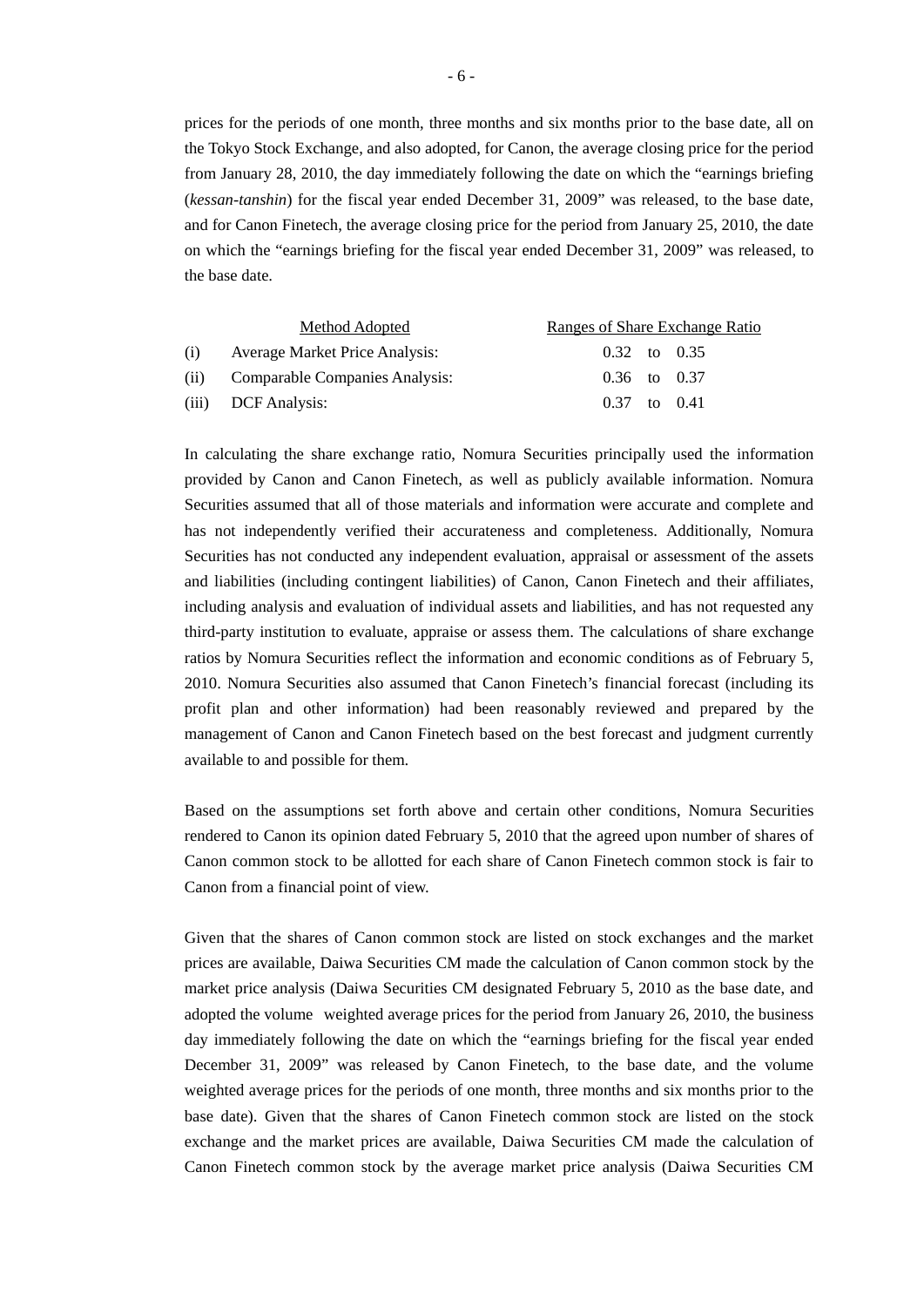prices for the periods of one month, three months and six months prior to the base date, all on the Tokyo Stock Exchange, and also adopted, for Canon, the average closing price for the period from January 28, 2010, the day immediately following the date on which the "earnings briefing (*kessan-tanshin*) for the fiscal year ended December 31, 2009" was released, to the base date, and for Canon Finetech, the average closing price for the period from January 25, 2010, the date on which the "earnings briefing for the fiscal year ended December 31, 2009" was released, to the base date.

| | Method Adopted | Ranges of Share Exchange Ratio |
|---|---|---|
| (i) | Average Market Price Analysis: | 0.32 to 0.35 |
| (ii) | Comparable Companies Analysis: | 0.36 to 0.37 |
| (iii) | DCF Analysis: | 0.37 to 0.41 |

In calculating the share exchange ratio, Nomura Securities principally used the information provided by Canon and Canon Finetech, as well as publicly available information. Nomura Securities assumed that all of those materials and information were accurate and complete and has not independently verified their accurateness and completeness. Additionally, Nomura Securities has not conducted any independent evaluation, appraisal or assessment of the assets and liabilities (including contingent liabilities) of Canon, Canon Finetech and their affiliates, including analysis and evaluation of individual assets and liabilities, and has not requested any third-party institution to evaluate, appraise or assess them. The calculations of share exchange ratios by Nomura Securities reflect the information and economic conditions as of February 5, 2010. Nomura Securities also assumed that Canon Finetech's financial forecast (including its profit plan and other information) had been reasonably reviewed and prepared by the management of Canon and Canon Finetech based on the best forecast and judgment currently available to and possible for them.

Based on the assumptions set forth above and certain other conditions, Nomura Securities rendered to Canon its opinion dated February 5, 2010 that the agreed upon number of shares of Canon common stock to be allotted for each share of Canon Finetech common stock is fair to Canon from a financial point of view.

Given that the shares of Canon common stock are listed on stock exchanges and the market prices are available, Daiwa Securities CM made the calculation of Canon common stock by the market price analysis (Daiwa Securities CM designated February 5, 2010 as the base date, and adopted the volume weighted average prices for the period from January 26, 2010, the business day immediately following the date on which the "earnings briefing for the fiscal year ended December 31, 2009" was released by Canon Finetech, to the base date, and the volume weighted average prices for the periods of one month, three months and six months prior to the base date). Given that the shares of Canon Finetech common stock are listed on the stock exchange and the market prices are available, Daiwa Securities CM made the calculation of Canon Finetech common stock by the average market price analysis (Daiwa Securities CM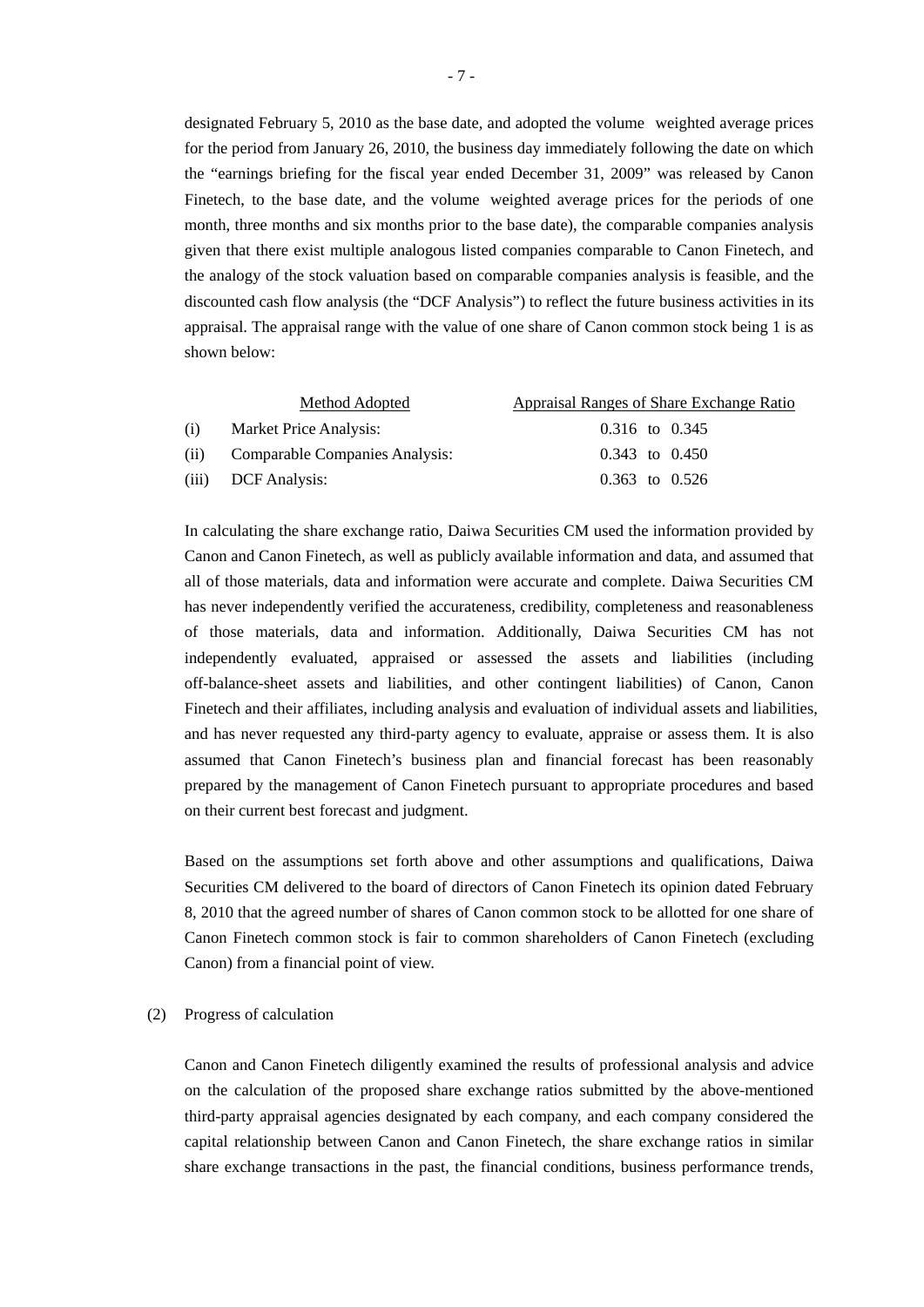designated February 5, 2010 as the base date, and adopted the volume weighted average prices for the period from January 26, 2010, the business day immediately following the date on which the "earnings briefing for the fiscal year ended December 31, 2009" was released by Canon Finetech, to the base date, and the volume weighted average prices for the periods of one month, three months and six months prior to the base date), the comparable companies analysis given that there exist multiple analogous listed companies comparable to Canon Finetech, and the analogy of the stock valuation based on comparable companies analysis is feasible, and the discounted cash flow analysis (the "DCF Analysis") to reflect the future business activities in its appraisal. The appraisal range with the value of one share of Canon common stock being 1 is as shown below:

| | Method Adopted | Appraisal Ranges of Share Exchange Ratio |
|---|---|---|
| (i) | Market Price Analysis: | 0.316 to 0.345 |
| (ii) | Comparable Companies Analysis: | 0.343 to 0.450 |
| (iii) | DCF Analysis: | 0.363 to 0.526 |

In calculating the share exchange ratio, Daiwa Securities CM used the information provided by Canon and Canon Finetech, as well as publicly available information and data, and assumed that all of those materials, data and information were accurate and complete. Daiwa Securities CM has never independently verified the accurateness, credibility, completeness and reasonableness of those materials, data and information. Additionally, Daiwa Securities CM has not independently evaluated, appraised or assessed the assets and liabilities (including off-balance-sheet assets and liabilities, and other contingent liabilities) of Canon, Canon Finetech and their affiliates, including analysis and evaluation of individual assets and liabilities, and has never requested any third-party agency to evaluate, appraise or assess them. It is also assumed that Canon Finetech's business plan and financial forecast has been reasonably prepared by the management of Canon Finetech pursuant to appropriate procedures and based on their current best forecast and judgment.

Based on the assumptions set forth above and other assumptions and qualifications, Daiwa Securities CM delivered to the board of directors of Canon Finetech its opinion dated February 8, 2010 that the agreed number of shares of Canon common stock to be allotted for one share of Canon Finetech common stock is fair to common shareholders of Canon Finetech (excluding Canon) from a financial point of view.

(2) Progress of calculation

Canon and Canon Finetech diligently examined the results of professional analysis and advice on the calculation of the proposed share exchange ratios submitted by the above-mentioned third-party appraisal agencies designated by each company, and each company considered the capital relationship between Canon and Canon Finetech, the share exchange ratios in similar share exchange transactions in the past, the financial conditions, business performance trends,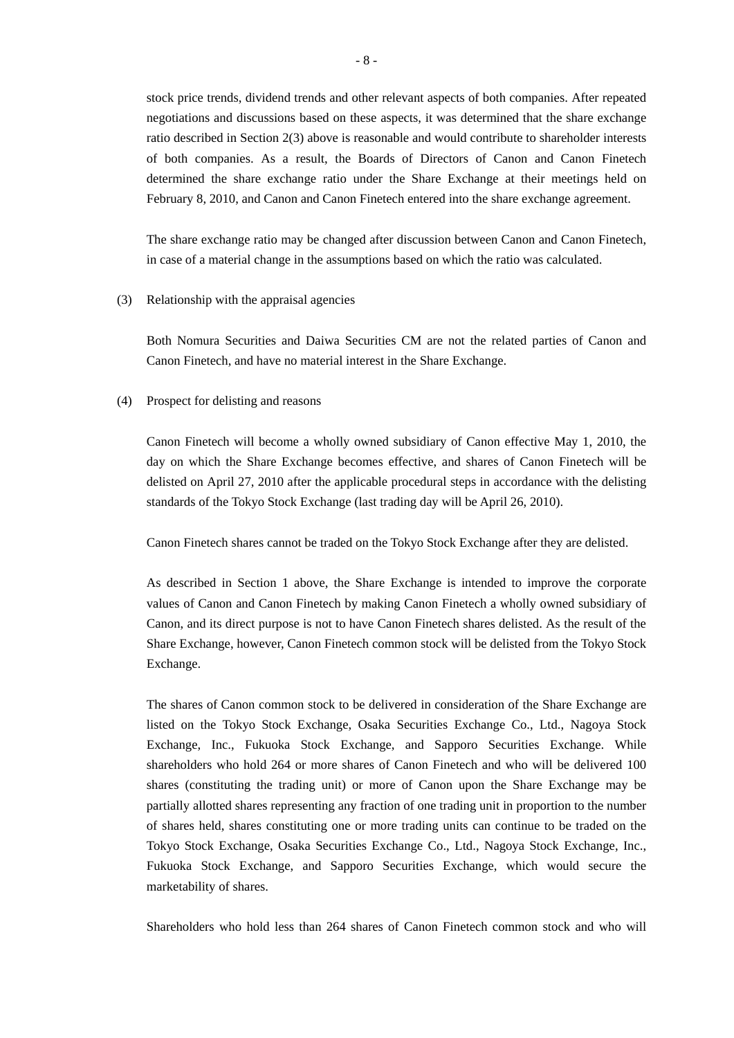stock price trends, dividend trends and other relevant aspects of both companies. After repeated negotiations and discussions based on these aspects, it was determined that the share exchange ratio described in Section 2(3) above is reasonable and would contribute to shareholder interests of both companies. As a result, the Boards of Directors of Canon and Canon Finetech determined the share exchange ratio under the Share Exchange at their meetings held on February 8, 2010, and Canon and Canon Finetech entered into the share exchange agreement.

The share exchange ratio may be changed after discussion between Canon and Canon Finetech, in case of a material change in the assumptions based on which the ratio was calculated.

(3) Relationship with the appraisal agencies

Both Nomura Securities and Daiwa Securities CM are not the related parties of Canon and Canon Finetech, and have no material interest in the Share Exchange.

(4) Prospect for delisting and reasons

Canon Finetech will become a wholly owned subsidiary of Canon effective May 1, 2010, the day on which the Share Exchange becomes effective, and shares of Canon Finetech will be delisted on April 27, 2010 after the applicable procedural steps in accordance with the delisting standards of the Tokyo Stock Exchange (last trading day will be April 26, 2010).

Canon Finetech shares cannot be traded on the Tokyo Stock Exchange after they are delisted.

As described in Section 1 above, the Share Exchange is intended to improve the corporate values of Canon and Canon Finetech by making Canon Finetech a wholly owned subsidiary of Canon, and its direct purpose is not to have Canon Finetech shares delisted. As the result of the Share Exchange, however, Canon Finetech common stock will be delisted from the Tokyo Stock Exchange.

The shares of Canon common stock to be delivered in consideration of the Share Exchange are listed on the Tokyo Stock Exchange, Osaka Securities Exchange Co., Ltd., Nagoya Stock Exchange, Inc., Fukuoka Stock Exchange, and Sapporo Securities Exchange. While shareholders who hold 264 or more shares of Canon Finetech and who will be delivered 100 shares (constituting the trading unit) or more of Canon upon the Share Exchange may be partially allotted shares representing any fraction of one trading unit in proportion to the number of shares held, shares constituting one or more trading units can continue to be traded on the Tokyo Stock Exchange, Osaka Securities Exchange Co., Ltd., Nagoya Stock Exchange, Inc., Fukuoka Stock Exchange, and Sapporo Securities Exchange, which would secure the marketability of shares.

Shareholders who hold less than 264 shares of Canon Finetech common stock and who will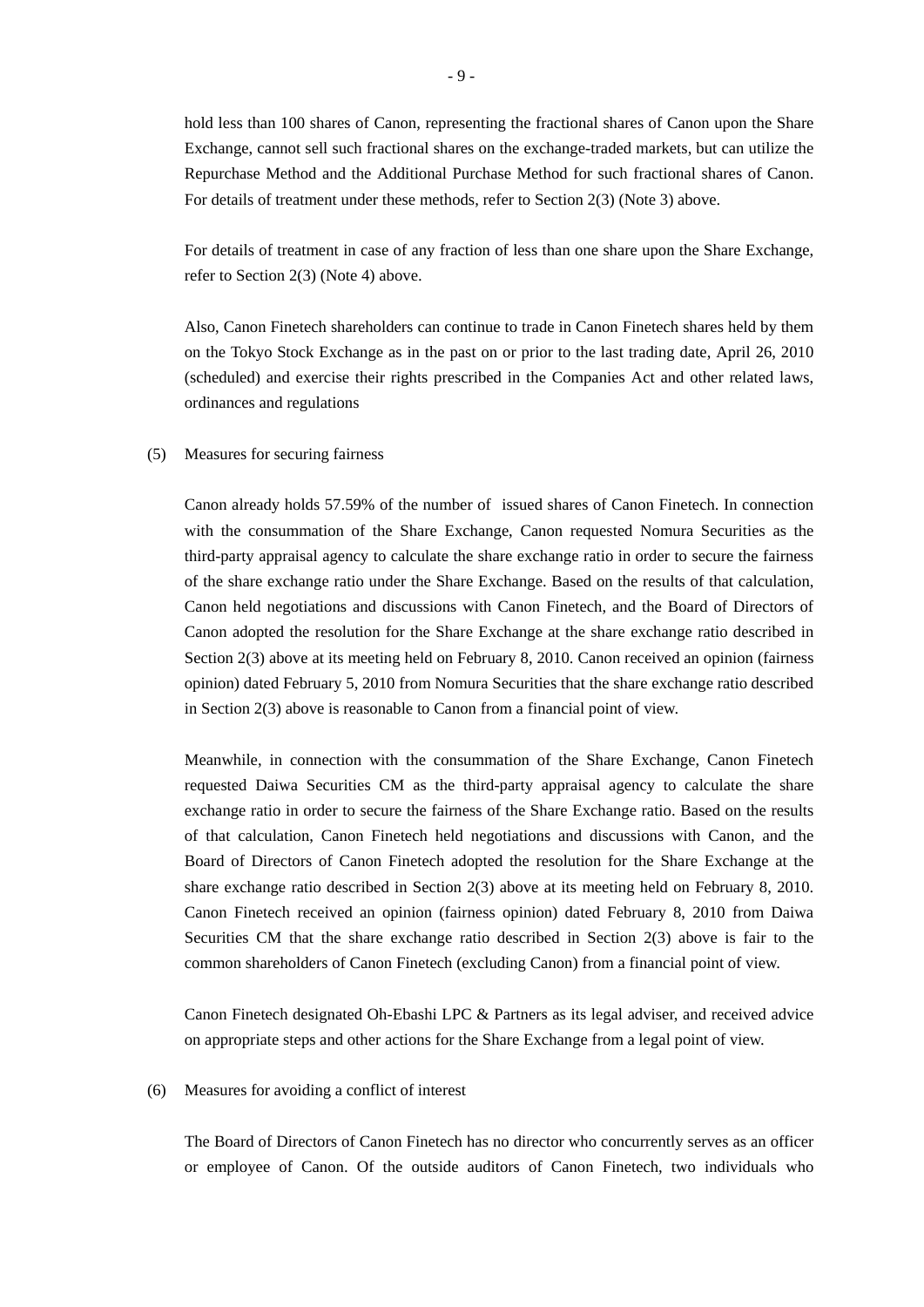hold less than 100 shares of Canon, representing the fractional shares of Canon upon the Share Exchange, cannot sell such fractional shares on the exchange-traded markets, but can utilize the Repurchase Method and the Additional Purchase Method for such fractional shares of Canon. For details of treatment under these methods, refer to Section 2(3) (Note 3) above.

For details of treatment in case of any fraction of less than one share upon the Share Exchange, refer to Section 2(3) (Note 4) above.

Also, Canon Finetech shareholders can continue to trade in Canon Finetech shares held by them on the Tokyo Stock Exchange as in the past on or prior to the last trading date, April 26, 2010 (scheduled) and exercise their rights prescribed in the Companies Act and other related laws, ordinances and regulations

(5) Measures for securing fairness

Canon already holds 57.59% of the number of issued shares of Canon Finetech. In connection with the consummation of the Share Exchange, Canon requested Nomura Securities as the third-party appraisal agency to calculate the share exchange ratio in order to secure the fairness of the share exchange ratio under the Share Exchange. Based on the results of that calculation, Canon held negotiations and discussions with Canon Finetech, and the Board of Directors of Canon adopted the resolution for the Share Exchange at the share exchange ratio described in Section 2(3) above at its meeting held on February 8, 2010. Canon received an opinion (fairness opinion) dated February 5, 2010 from Nomura Securities that the share exchange ratio described in Section 2(3) above is reasonable to Canon from a financial point of view.

Meanwhile, in connection with the consummation of the Share Exchange, Canon Finetech requested Daiwa Securities CM as the third-party appraisal agency to calculate the share exchange ratio in order to secure the fairness of the Share Exchange ratio. Based on the results of that calculation, Canon Finetech held negotiations and discussions with Canon, and the Board of Directors of Canon Finetech adopted the resolution for the Share Exchange at the share exchange ratio described in Section 2(3) above at its meeting held on February 8, 2010. Canon Finetech received an opinion (fairness opinion) dated February 8, 2010 from Daiwa Securities CM that the share exchange ratio described in Section 2(3) above is fair to the common shareholders of Canon Finetech (excluding Canon) from a financial point of view.

Canon Finetech designated Oh-Ebashi LPC & Partners as its legal adviser, and received advice on appropriate steps and other actions for the Share Exchange from a legal point of view.

(6) Measures for avoiding a conflict of interest

The Board of Directors of Canon Finetech has no director who concurrently serves as an officer or employee of Canon. Of the outside auditors of Canon Finetech, two individuals who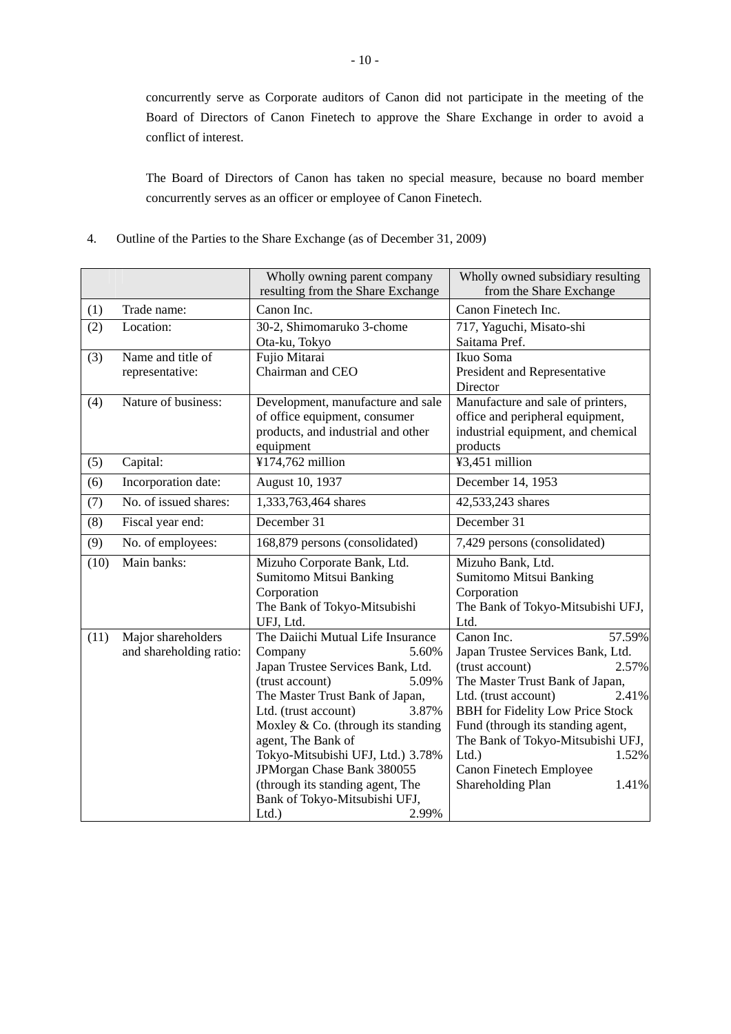concurrently serve as Corporate auditors of Canon did not participate in the meeting of the Board of Directors of Canon Finetech to approve the Share Exchange in order to avoid a conflict of interest.

The Board of Directors of Canon has taken no special measure, because no board member concurrently serves as an officer or employee of Canon Finetech.

4. Outline of the Parties to the Share Exchange (as of December 31, 2009)

| | | Wholly owning parent company resulting from the Share Exchange | Wholly owned subsidiary resulting from the Share Exchange |
|---|---|---|---|
| (1) | Trade name: | Canon Inc. | Canon Finetech Inc. |
| (2) | Location: | 30-2, Shimomaruko 3-chome Ota-ku, Tokyo | 717, Yaguchi, Misato-shi Saitama Pref. |
| (3) | Name and title of representative: | Fujio Mitarai Chairman and CEO | Ikuo Soma President and Representative Director |
| (4) | Nature of business: | Development, manufacture and sale of office equipment, consumer products, and industrial and other equipment | Manufacture and sale of printers, office and peripheral equipment, industrial equipment, and chemical products |
| (5) | Capital: | ¥174,762 million | ¥3,451 million |
| (6) | Incorporation date: | August 10, 1937 | December 14, 1953 |
| (7) | No. of issued shares: | 1,333,763,464 shares | 42,533,243 shares |
| (8) | Fiscal year end: | December 31 | December 31 |
| (9) | No. of employees: | 168,879 persons (consolidated) | 7,429 persons (consolidated) |
| (10) | Main banks: | Mizuho Corporate Bank, Ltd.<br>Sumitomo Mitsui Banking Corporation<br>The Bank of Tokyo-Mitsubishi UFJ, Ltd. | Mizuho Bank, Ltd.<br>Sumitomo Mitsui Banking Corporation<br>The Bank of Tokyo-Mitsubishi UFJ, Ltd. |
| (11) | Major shareholders and shareholding ratio: | The Daiichi Mutual Life Insurance Company 5.60%<br>Japan Trustee Services Bank, Ltd. (trust account) 5.09%<br>The Master Trust Bank of Japan, Ltd. (trust account) 3.87%<br>Moxley & Co. (through its standing agent, The Bank of Tokyo-Mitsubishi UFJ, Ltd.) 3.78%<br>JPMorgan Chase Bank 380055 (through its standing agent, The Bank of Tokyo-Mitsubishi UFJ, Ltd.) 2.99% | Canon Inc. 57.59%<br>Japan Trustee Services Bank, Ltd. (trust account) 2.57%<br>The Master Trust Bank of Japan, Ltd. (trust account) 2.41%<br>BBH for Fidelity Low Price Stock Fund (through its standing agent, The Bank of Tokyo-Mitsubishi UFJ, Ltd.) 1.52%<br>Canon Finetech Employee Shareholding Plan 1.41% |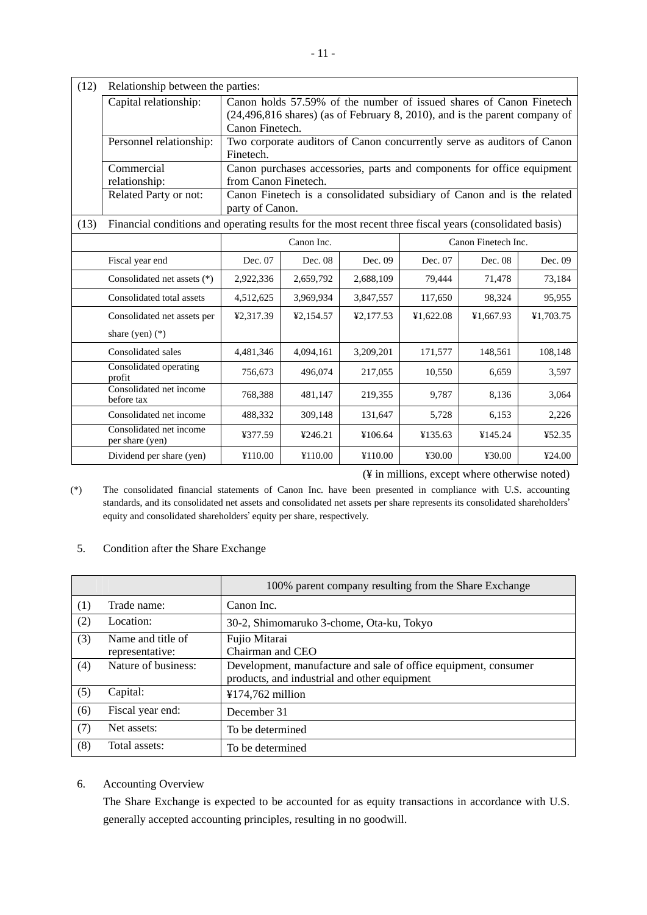| (12) | Relationship between the parties: | |
|---|---|---|
| | Capital relationship: | Canon holds 57.59% of the number of issued shares of Canon Finetech (24,496,816 shares) (as of February 8, 2010), and is the parent company of Canon Finetech. |
| | Personnel relationship: | Two corporate auditors of Canon concurrently serve as auditors of Canon Finetech. |
| | Commercial relationship: | Canon purchases accessories, parts and components for office equipment from Canon Finetech. |
| | Related Party or not: | Canon Finetech is a consolidated subsidiary of Canon and is the related party of Canon. |

(13) Financial conditions and operating results for the most recent three fiscal years (consolidated basis)

| | Canon Inc. | | | Canon Finetech Inc. | | |
|---|---|---|---|---|---|---|
| Fiscal year end | Dec. 07 | Dec. 08 | Dec. 09 | Dec. 07 | Dec. 08 | Dec. 09 |
| Consolidated net assets (*) | 2,922,336 | 2,659,792 | 2,688,109 | 79,444 | 71,478 | 73,184 |
| Consolidated total assets | 4,512,625 | 3,969,934 | 3,847,557 | 117,650 | 98,324 | 95,955 |
| Consolidated net assets per share (yen) (*) | ¥2,317.39 | ¥2,154.57 | ¥2,177.53 | ¥1,622.08 | ¥1,667.93 | ¥1,703.75 |
| Consolidated sales | 4,481,346 | 4,094,161 | 3,209,201 | 171,577 | 148,561 | 108,148 |
| Consolidated operating profit | 756,673 | 496,074 | 217,055 | 10,550 | 6,659 | 3,597 |
| Consolidated net income before tax | 768,388 | 481,147 | 219,355 | 9,787 | 8,136 | 3,064 |
| Consolidated net income | 488,332 | 309,148 | 131,647 | 5,728 | 6,153 | 2,226 |
| Consolidated net income per share (yen) | ¥377.59 | ¥246.21 | ¥106.64 | ¥135.63 | ¥145.24 | ¥52.35 |
| Dividend per share (yen) | ¥110.00 | ¥110.00 | ¥110.00 | ¥30.00 | ¥30.00 | ¥24.00 |

(¥ in millions, except where otherwise noted)

(*) The consolidated financial statements of Canon Inc. have been presented in compliance with U.S. accounting standards, and its consolidated net assets and consolidated net assets per share represents its consolidated shareholders' equity and consolidated shareholders' equity per share, respectively.

5. Condition after the Share Exchange

| | | 100% parent company resulting from the Share Exchange |
|---|---|---|
| (1) | Trade name: | Canon Inc. |
| (2) | Location: | 30-2, Shimomaruko 3-chome, Ota-ku, Tokyo |
| (3) | Name and title of representative: | Fujio Mitarai<br>Chairman and CEO |
| (4) | Nature of business: | Development, manufacture and sale of office equipment, consumer products, and industrial and other equipment |
| (5) | Capital: | ¥174,762 million |
| (6) | Fiscal year end: | December 31 |
| (7) | Net assets: | To be determined |
| (8) | Total assets: | To be determined |

6. Accounting Overview

The Share Exchange is expected to be accounted for as equity transactions in accordance with U.S. generally accepted accounting principles, resulting in no goodwill.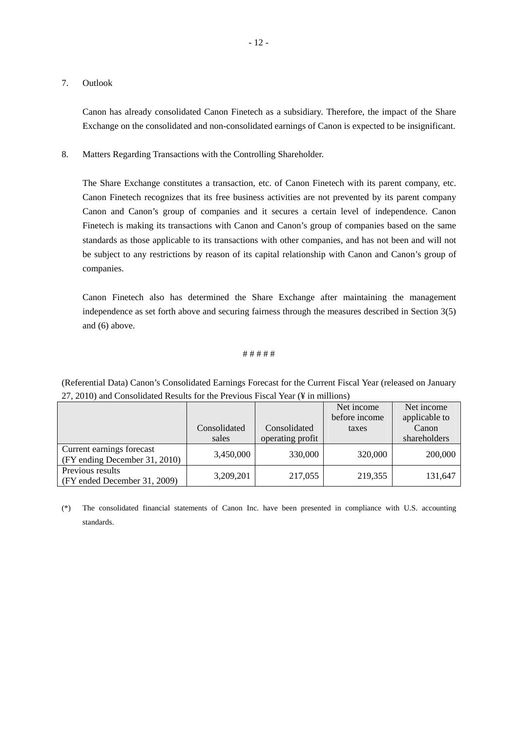7. Outlook

Canon has already consolidated Canon Finetech as a subsidiary. Therefore, the impact of the Share Exchange on the consolidated and non-consolidated earnings of Canon is expected to be insignificant.

8. Matters Regarding Transactions with the Controlling Shareholder.

The Share Exchange constitutes a transaction, etc. of Canon Finetech with its parent company, etc. Canon Finetech recognizes that its free business activities are not prevented by its parent company Canon and Canon's group of companies and it secures a certain level of independence. Canon Finetech is making its transactions with Canon and Canon's group of companies based on the same standards as those applicable to its transactions with other companies, and has not been and will not be subject to any restrictions by reason of its capital relationship with Canon and Canon's group of companies.

Canon Finetech also has determined the Share Exchange after maintaining the management independence as set forth above and securing fairness through the measures described in Section 3(5) and (6) above.

# # # # #

(Referential Data) Canon's Consolidated Earnings Forecast for the Current Fiscal Year (released on January 27, 2010) and Consolidated Results for the Previous Fiscal Year (¥ in millions)

| | Consolidated sales | Consolidated operating profit | Net income before income taxes | Net income applicable to Canon shareholders |
|---|---|---|---|---|
| Current earnings forecast (FY ending December 31, 2010) | 3,450,000 | 330,000 | 320,000 | 200,000 |
| Previous results (FY ended December 31, 2009) | 3,209,201 | 217,055 | 219,355 | 131,647 |

(*) The consolidated financial statements of Canon Inc. have been presented in compliance with U.S. accounting standards.